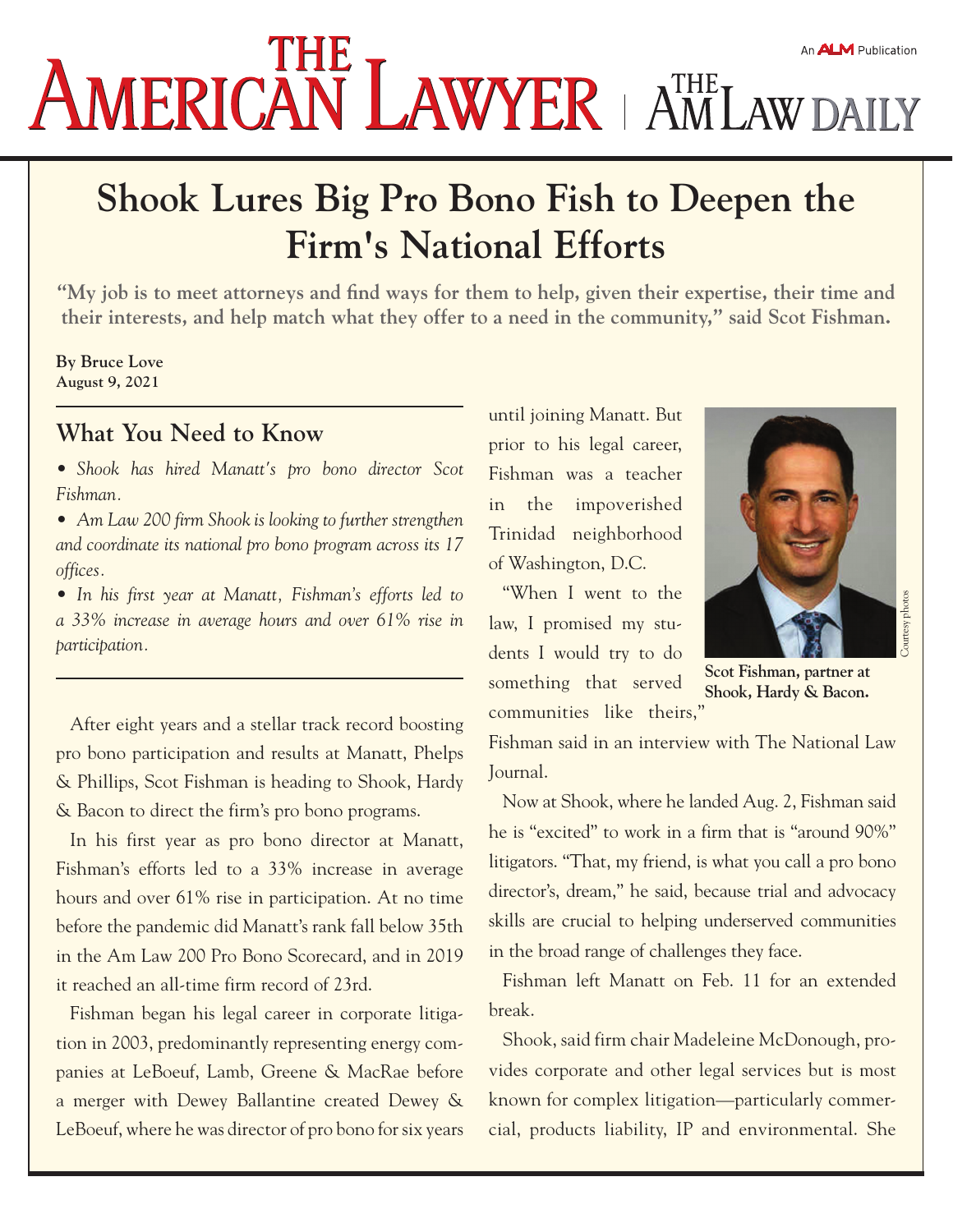# Shook Lures Big Pro Bono Fish to Deepen the Firm's National Efforts

**"My job is to meet attorneys and find ways for them to help, given their expertise, their time and their interests, and help match what they offer to a need in the community," said Scot Fishman.**

**By Bruce Love**
**August 9, 2021**

## What You Need to Know

- *Shook has hired Manatt's pro bono director Scot Fishman.*
- *Am Law 200 firm Shook is looking to further strengthen and coordinate its national pro bono program across its 17 offices.*
- *In his first year at Manatt, Fishman's efforts led to a 33% increase in average hours and over 61% rise in participation.*

After eight years and a stellar track record boosting pro bono participation and results at Manatt, Phelps & Phillips, Scot Fishman is heading to Shook, Hardy & Bacon to direct the firm's pro bono programs.

In his first year as pro bono director at Manatt, Fishman's efforts led to a 33% increase in average hours and over 61% rise in participation. At no time before the pandemic did Manatt's rank fall below 35th in the Am Law 200 Pro Bono Scorecard, and in 2019 it reached an all-time firm record of 23rd.

Fishman began his legal career in corporate litigation in 2003, predominantly representing energy companies at LeBoeuf, Lamb, Greene & MacRae before a merger with Dewey Ballantine created Dewey & LeBoeuf, where he was director of pro bono for six years until joining Manatt. But prior to his legal career, Fishman was a teacher in the impoverished Trinidad neighborhood of Washington, D.C.

Scot Fishman, partner at Shook, Hardy & Bacon.

"When I went to the law, I promised my students I would try to do something that served communities like theirs," Fishman said in an interview with The National Law Journal.

Now at Shook, where he landed Aug. 2, Fishman said he is "excited" to work in a firm that is "around 90%" litigators. "That, my friend, is what you call a pro bono director's, dream," he said, because trial and advocacy skills are crucial to helping underserved communities in the broad range of challenges they face.

Fishman left Manatt on Feb. 11 for an extended break.

Shook, said firm chair Madeleine McDonough, provides corporate and other legal services but is most known for complex litigation—particularly commercial, products liability, IP and environmental. She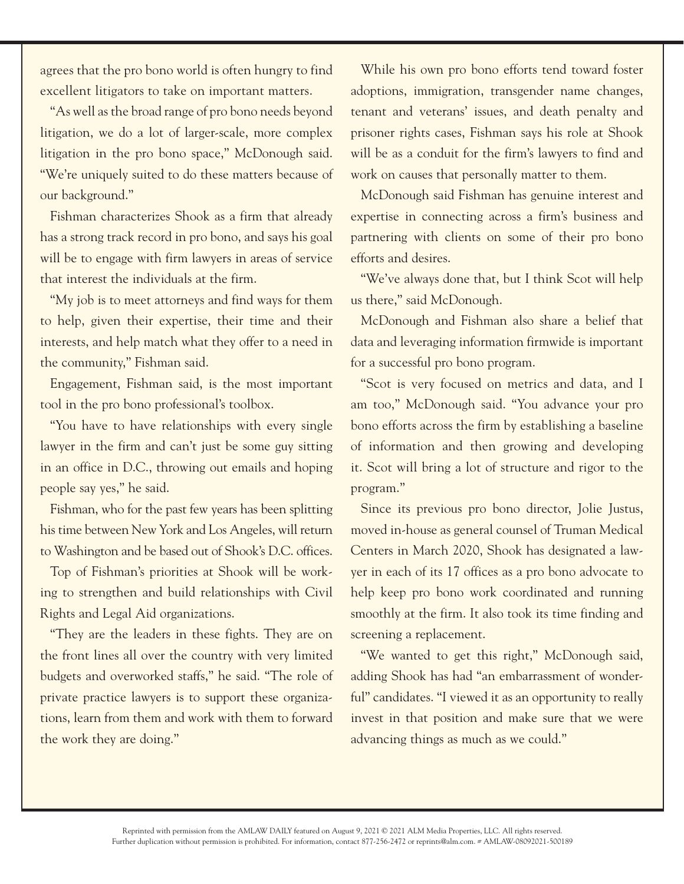agrees that the pro bono world is often hungry to find excellent litigators to take on important matters.

"As well as the broad range of pro bono needs beyond litigation, we do a lot of larger-scale, more complex litigation in the pro bono space," McDonough said. "We're uniquely suited to do these matters because of our background."

Fishman characterizes Shook as a firm that already has a strong track record in pro bono, and says his goal will be to engage with firm lawyers in areas of service that interest the individuals at the firm.

"My job is to meet attorneys and find ways for them to help, given their expertise, their time and their interests, and help match what they offer to a need in the community," Fishman said.

Engagement, Fishman said, is the most important tool in the pro bono professional's toolbox.

"You have to have relationships with every single lawyer in the firm and can't just be some guy sitting in an office in D.C., throwing out emails and hoping people say yes," he said.

Fishman, who for the past few years has been splitting his time between New York and Los Angeles, will return to Washington and be based out of Shook's D.C. offices.

Top of Fishman's priorities at Shook will be working to strengthen and build relationships with Civil Rights and Legal Aid organizations.

"They are the leaders in these fights. They are on the front lines all over the country with very limited budgets and overworked staffs," he said. "The role of private practice lawyers is to support these organizations, learn from them and work with them to forward the work they are doing."

While his own pro bono efforts tend toward foster adoptions, immigration, transgender name changes, tenant and veterans' issues, and death penalty and prisoner rights cases, Fishman says his role at Shook will be as a conduit for the firm's lawyers to find and work on causes that personally matter to them.

McDonough said Fishman has genuine interest and expertise in connecting across a firm's business and partnering with clients on some of their pro bono efforts and desires.

"We've always done that, but I think Scot will help us there," said McDonough.

McDonough and Fishman also share a belief that data and leveraging information firmwide is important for a successful pro bono program.

"Scot is very focused on metrics and data, and I am too," McDonough said. "You advance your pro bono efforts across the firm by establishing a baseline of information and then growing and developing it. Scot will bring a lot of structure and rigor to the program."

Since its previous pro bono director, Jolie Justus, moved in-house as general counsel of Truman Medical Centers in March 2020, Shook has designated a lawyer in each of its 17 offices as a pro bono advocate to help keep pro bono work coordinated and running smoothly at the firm. It also took its time finding and screening a replacement.

"We wanted to get this right," McDonough said, adding Shook has had "an embarrassment of wonderful" candidates. "I viewed it as an opportunity to really invest in that position and make sure that we were advancing things as much as we could."

Reprinted with permission from the AMLAW DAILY featured on August 9, 2021 © 2021 ALM Media Properties, LLC. All rights reserved. Further duplication without permission is prohibited. For information, contact 877-256-2472 or reprints@alm.com. # AMLAW-08092021-500189